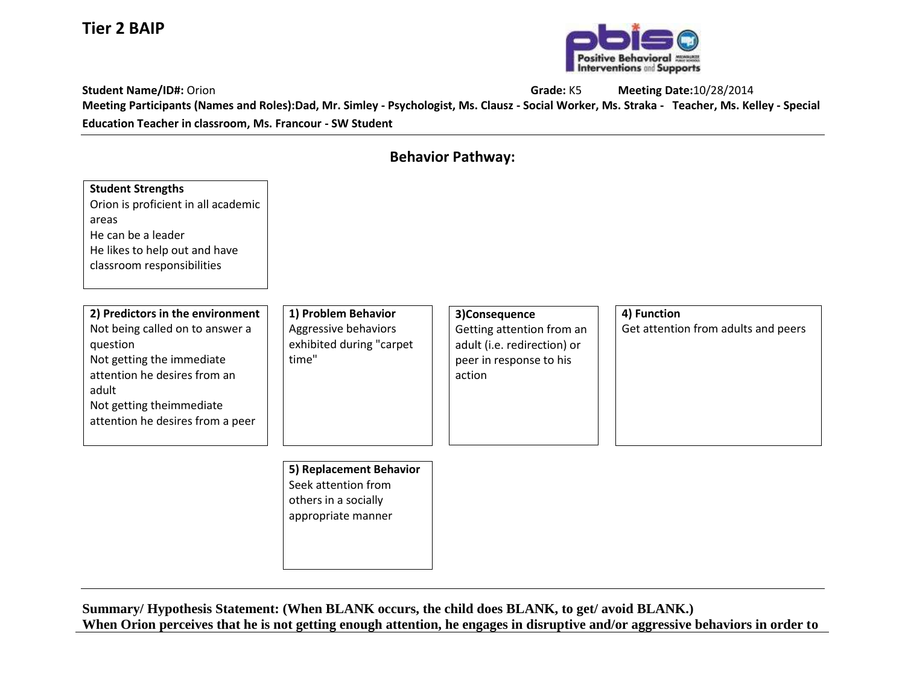# Tier 2 BAIP

**Student Name/ID#:** Orion **Grade:** K5 **Meeting Date:** 10/28/2014

**Meeting Participants (Names and Roles):** Dad, Mr. Simley - Psychologist, Ms. Clausz - Social Worker, Ms. Straka - Teacher, Ms. Kelley - Special Education Teacher in classroom, Ms. Francour - SW Student

## Behavior Pathway:

**Student Strengths**
Orion is proficient in all academic areas
He can be a leader
He likes to help out and have classroom responsibilities

**2) Predictors in the environment**
Not being called on to answer a question
Not getting the immediate attention he desires from an adult
Not getting theimmediate attention he desires from a peer

**1) Problem Behavior**
Aggressive behaviors exhibited during "carpet time"

**3)Consequence**
Getting attention from an adult (i.e. redirection) or peer in response to his action

**4) Function**
Get attention from adults and peers

**5) Replacement Behavior**
Seek attention from others in a socially appropriate manner

---

**Summary/ Hypothesis Statement: (When BLANK occurs, the child does BLANK, to get/ avoid BLANK.)**
**When Orion perceives that he is not getting enough attention, he engages in disruptive and/or aggressive behaviors in order to**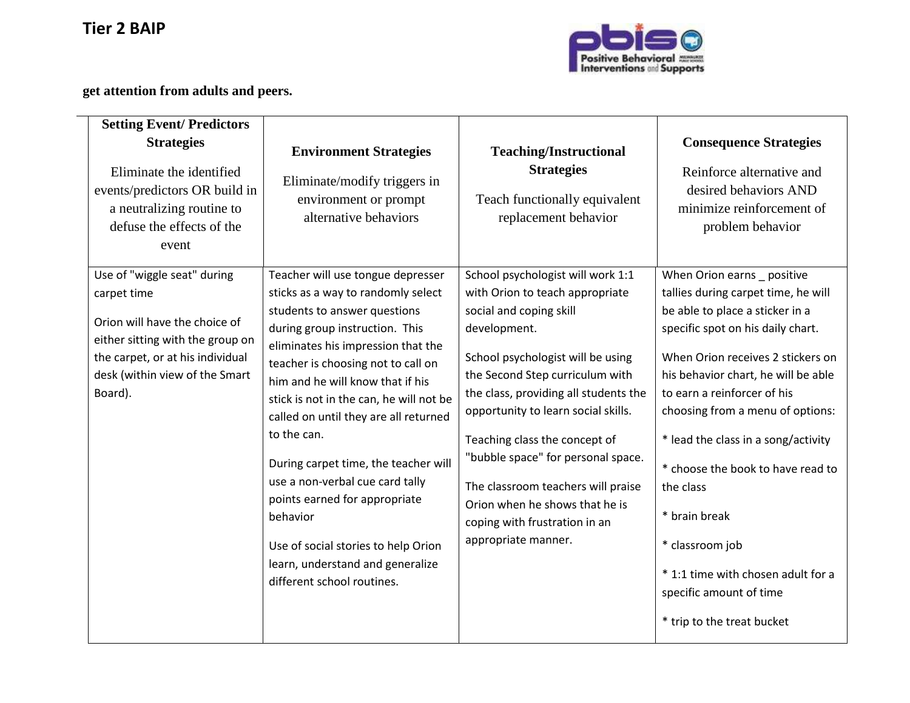**get attention from adults and peers.**

| **Setting Event/ Predictors Strategies**<br><br>Eliminate the identified events/predictors OR build in a neutralizing routine to defuse the effects of the event | **Environment Strategies**<br><br>Eliminate/modify triggers in environment or prompt alternative behaviors | **Teaching/Instructional Strategies**<br><br>Teach functionally equivalent replacement behavior | **Consequence Strategies**<br><br>Reinforce alternative and desired behaviors AND minimize reinforcement of problem behavior |
|---|---|---|---|
| Use of "wiggle seat" during carpet time<br><br>Orion will have the choice of either sitting with the group on the carpet, or at his individual desk (within view of the Smart Board). | Teacher will use tongue depresser sticks as a way to randomly select students to answer questions during group instruction. This eliminates his impression that the teacher is choosing not to call on him and he will know that if his stick is not in the can, he will not be called on until they are all returned to the can.<br><br>During carpet time, the teacher will use a non-verbal cue card tally points earned for appropriate behavior<br><br>Use of social stories to help Orion learn, understand and generalize different school routines. | School psychologist will work 1:1 with Orion to teach appropriate social and coping skill development.<br><br>School psychologist will be using the Second Step curriculum with the class, providing all students the opportunity to learn social skills.<br><br>Teaching class the concept of "bubble space" for personal space.<br><br>The classroom teachers will praise Orion when he shows that he is coping with frustration in an appropriate manner. | When Orion earns _ positive tallies during carpet time, he will be able to place a sticker in a specific spot on his daily chart.<br><br>When Orion receives 2 stickers on his behavior chart, he will be able to earn a reinforcer of his choosing from a menu of options:<br><br>* lead the class in a song/activity<br><br>* choose the book to have read to the class<br><br>* brain break<br><br>* classroom job<br><br>* 1:1 time with chosen adult for a specific amount of time<br><br>* trip to the treat bucket |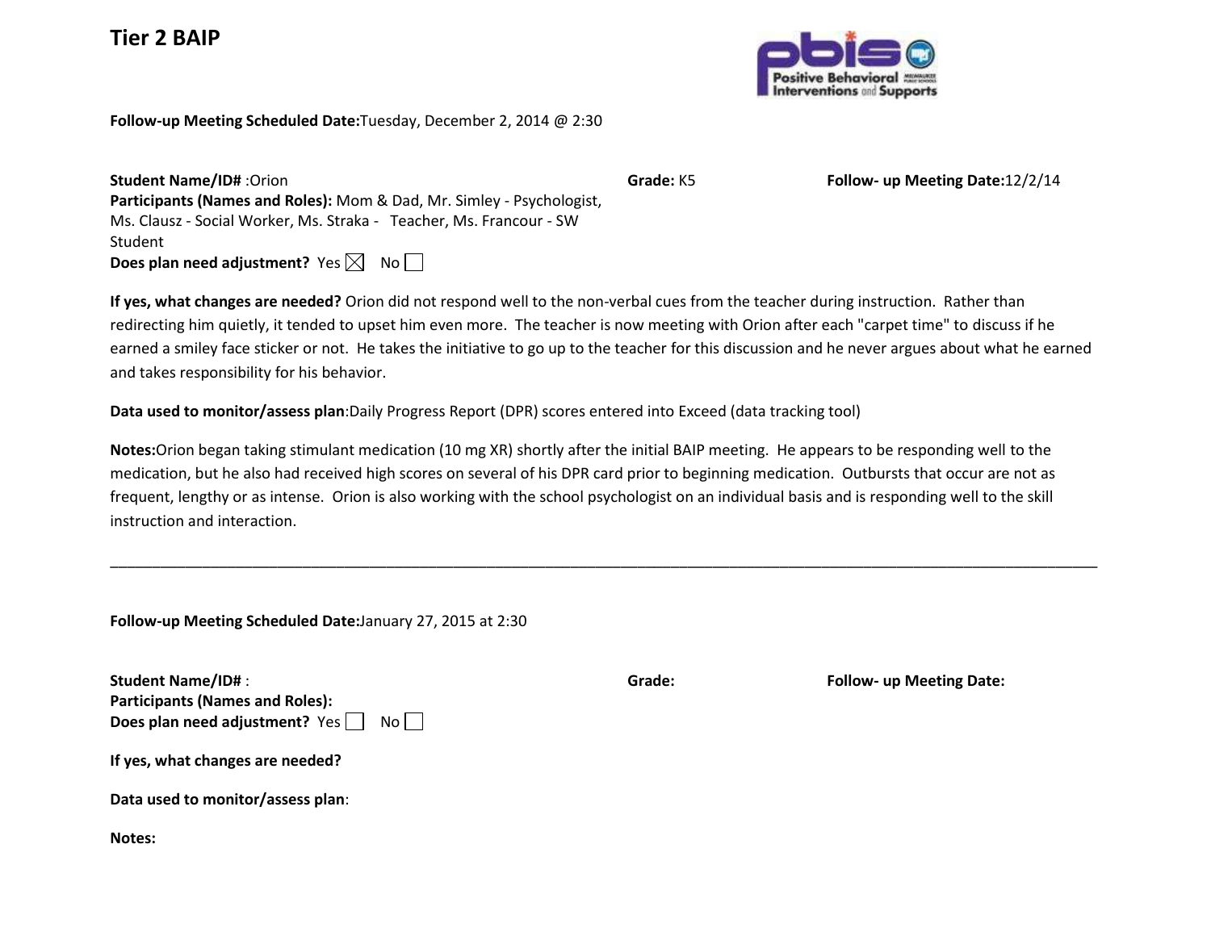# Tier 2 BAIP

**Follow-up Meeting Scheduled Date:** Tuesday, December 2, 2014 @ 2:30

**Student Name/ID#** :Orion **Grade:** K5 **Follow- up Meeting Date:** 12/2/14

**Participants (Names and Roles):** Mom & Dad, Mr. Simley - Psychologist, Ms. Clausz - Social Worker, Ms. Straka - Teacher, Ms. Francour - SW Student

**Does plan need adjustment?** Yes ☒ No ☐

**If yes, what changes are needed?** Orion did not respond well to the non-verbal cues from the teacher during instruction. Rather than redirecting him quietly, it tended to upset him even more. The teacher is now meeting with Orion after each "carpet time" to discuss if he earned a smiley face sticker or not. He takes the initiative to go up to the teacher for this discussion and he never argues about what he earned and takes responsibility for his behavior.

**Data used to monitor/assess plan**: Daily Progress Report (DPR) scores entered into Exceed (data tracking tool)

**Notes:** Orion began taking stimulant medication (10 mg XR) shortly after the initial BAIP meeting. He appears to be responding well to the medication, but he also had received high scores on several of his DPR card prior to beginning medication. Outbursts that occur are not as frequent, lengthy or as intense. Orion is also working with the school psychologist on an individual basis and is responding well to the skill instruction and interaction.

---

**Follow-up Meeting Scheduled Date:** January 27, 2015 at 2:30

**Student Name/ID#** : **Grade:** **Follow- up Meeting Date:**

**Participants (Names and Roles):**

**Does plan need adjustment?** Yes ☐ No ☐

**If yes, what changes are needed?**

**Data used to monitor/assess plan**:

**Notes:**